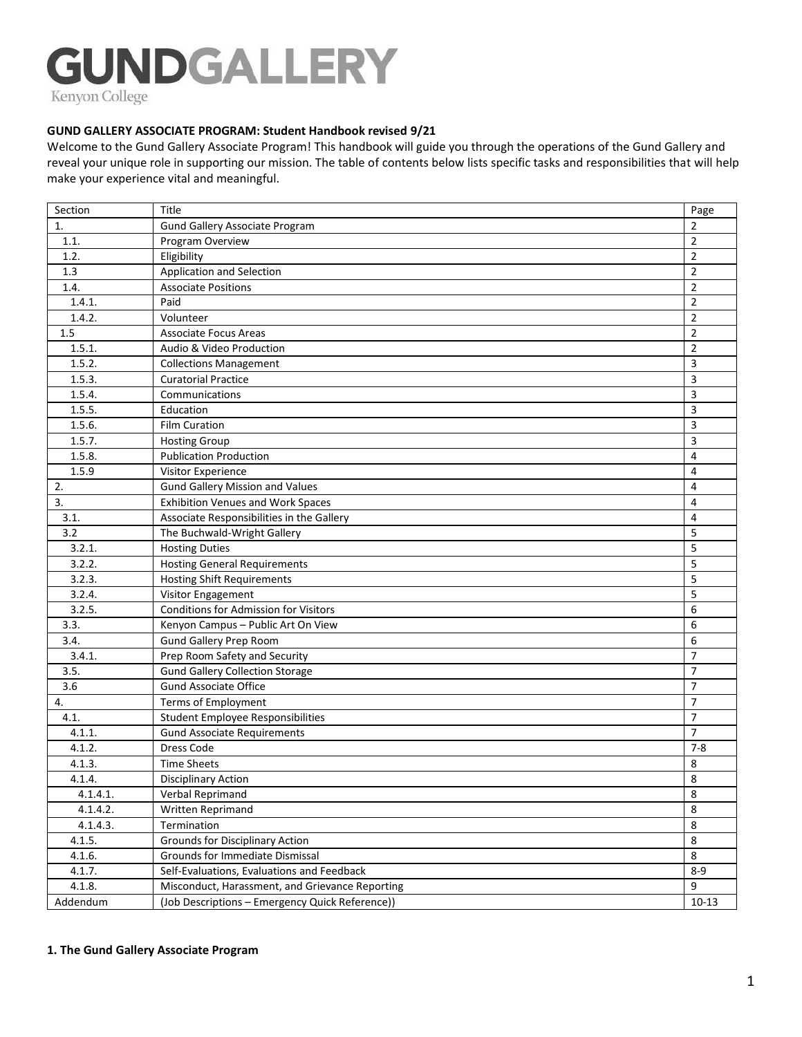# GUNDGALLERY

Kenyon College

**GUND GALLERY ASSOCIATE PROGRAM: Student Handbook revised 9/21**

Welcome to the Gund Gallery Associate Program! This handbook will guide you through the operations of the Gund Gallery and reveal your unique role in supporting our mission. The table of contents below lists specific tasks and responsibilities that will help make your experience vital and meaningful.

| Section | Title | Page |
|---|---|---|
| 1. | Gund Gallery Associate Program | 2 |
| 1.1. | Program Overview | 2 |
| 1.2. | Eligibility | 2 |
| 1.3 | Application and Selection | 2 |
| 1.4. | Associate Positions | 2 |
| 1.4.1. | Paid | 2 |
| 1.4.2. | Volunteer | 2 |
| 1.5 | Associate Focus Areas | 2 |
| 1.5.1. | Audio & Video Production | 2 |
| 1.5.2. | Collections Management | 3 |
| 1.5.3. | Curatorial Practice | 3 |
| 1.5.4. | Communications | 3 |
| 1.5.5. | Education | 3 |
| 1.5.6. | Film Curation | 3 |
| 1.5.7. | Hosting Group | 3 |
| 1.5.8. | Publication Production | 4 |
| 1.5.9 | Visitor Experience | 4 |
| 2. | Gund Gallery Mission and Values | 4 |
| 3. | Exhibition Venues and Work Spaces | 4 |
| 3.1. | Associate Responsibilities in the Gallery | 4 |
| 3.2 | The Buchwald-Wright Gallery | 5 |
| 3.2.1. | Hosting Duties | 5 |
| 3.2.2. | Hosting General Requirements | 5 |
| 3.2.3. | Hosting Shift Requirements | 5 |
| 3.2.4. | Visitor Engagement | 5 |
| 3.2.5. | Conditions for Admission for Visitors | 6 |
| 3.3. | Kenyon Campus – Public Art On View | 6 |
| 3.4. | Gund Gallery Prep Room | 6 |
| 3.4.1. | Prep Room Safety and Security | 7 |
| 3.5. | Gund Gallery Collection Storage | 7 |
| 3.6 | Gund Associate Office | 7 |
| 4. | Terms of Employment | 7 |
| 4.1. | Student Employee Responsibilities | 7 |
| 4.1.1. | Gund Associate Requirements | 7 |
| 4.1.2. | Dress Code | 7-8 |
| 4.1.3. | Time Sheets | 8 |
| 4.1.4. | Disciplinary Action | 8 |
| 4.1.4.1. | Verbal Reprimand | 8 |
| 4.1.4.2. | Written Reprimand | 8 |
| 4.1.4.3. | Termination | 8 |
| 4.1.5. | Grounds for Disciplinary Action | 8 |
| 4.1.6. | Grounds for Immediate Dismissal | 8 |
| 4.1.7. | Self-Evaluations, Evaluations and Feedback | 8-9 |
| 4.1.8. | Misconduct, Harassment, and Grievance Reporting | 9 |
| Addendum | (Job Descriptions – Emergency Quick Reference)) | 10-13 |

**1. The Gund Gallery Associate Program**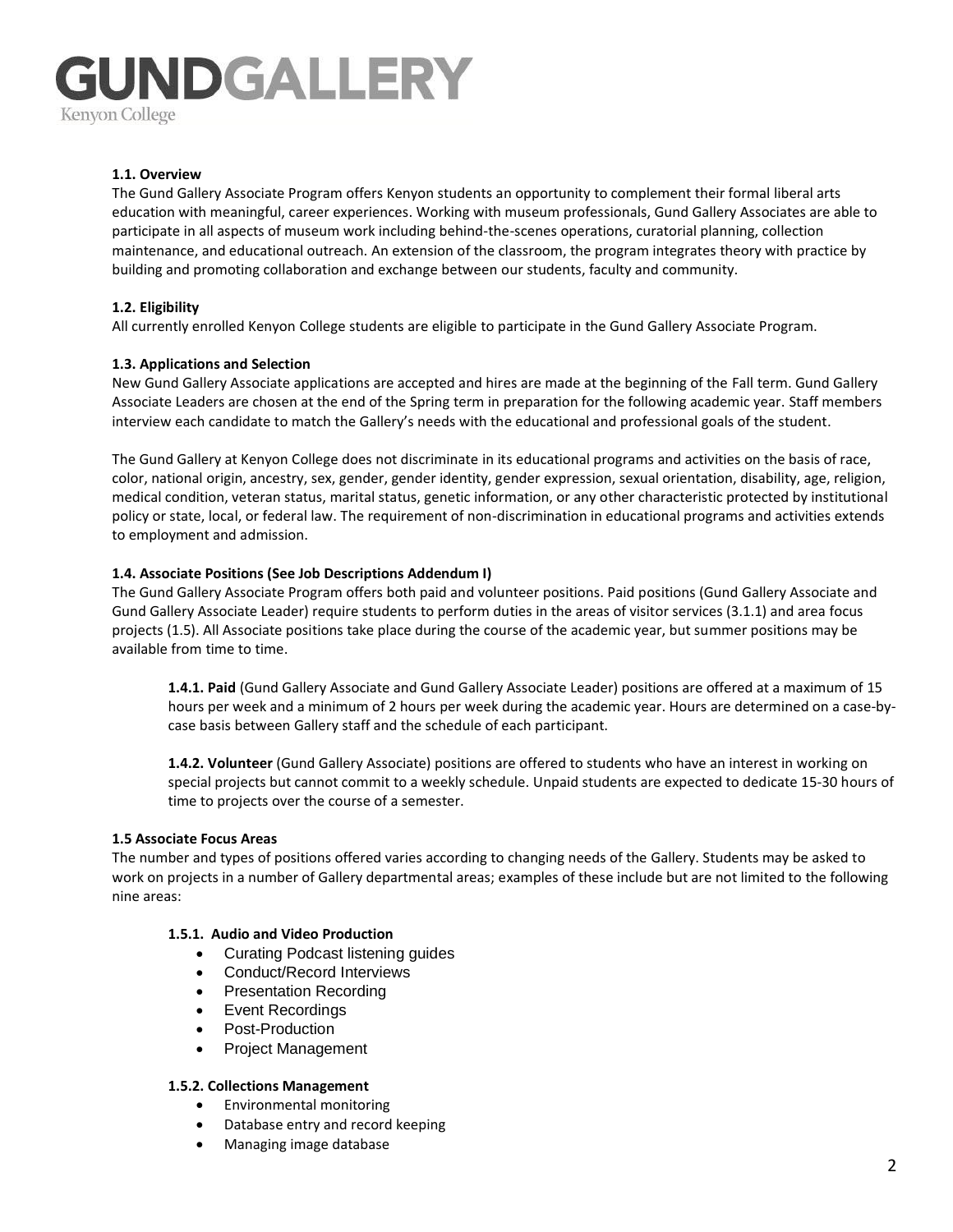GUNDGALLERY
Kenyon College

**1.1. Overview**

The Gund Gallery Associate Program offers Kenyon students an opportunity to complement their formal liberal arts education with meaningful, career experiences. Working with museum professionals, Gund Gallery Associates are able to participate in all aspects of museum work including behind-the-scenes operations, curatorial planning, collection maintenance, and educational outreach. An extension of the classroom, the program integrates theory with practice by building and promoting collaboration and exchange between our students, faculty and community.

**1.2. Eligibility**

All currently enrolled Kenyon College students are eligible to participate in the Gund Gallery Associate Program.

**1.3. Applications and Selection**

New Gund Gallery Associate applications are accepted and hires are made at the beginning of the Fall term. Gund Gallery Associate Leaders are chosen at the end of the Spring term in preparation for the following academic year. Staff members interview each candidate to match the Gallery's needs with the educational and professional goals of the student.

The Gund Gallery at Kenyon College does not discriminate in its educational programs and activities on the basis of race, color, national origin, ancestry, sex, gender, gender identity, gender expression, sexual orientation, disability, age, religion, medical condition, veteran status, marital status, genetic information, or any other characteristic protected by institutional policy or state, local, or federal law. The requirement of non-discrimination in educational programs and activities extends to employment and admission.

**1.4. Associate Positions (See Job Descriptions Addendum I)**

The Gund Gallery Associate Program offers both paid and volunteer positions. Paid positions (Gund Gallery Associate and Gund Gallery Associate Leader) require students to perform duties in the areas of visitor services (3.1.1) and area focus projects (1.5). All Associate positions take place during the course of the academic year, but summer positions may be available from time to time.

> **1.4.1. Paid** (Gund Gallery Associate and Gund Gallery Associate Leader) positions are offered at a maximum of 15 hours per week and a minimum of 2 hours per week during the academic year. Hours are determined on a case-by-case basis between Gallery staff and the schedule of each participant.
>
> **1.4.2. Volunteer** (Gund Gallery Associate) positions are offered to students who have an interest in working on special projects but cannot commit to a weekly schedule. Unpaid students are expected to dedicate 15-30 hours of time to projects over the course of a semester.

**1.5 Associate Focus Areas**

The number and types of positions offered varies according to changing needs of the Gallery. Students may be asked to work on projects in a number of Gallery departmental areas; examples of these include but are not limited to the following nine areas:

**1.5.1. Audio and Video Production**

- Curating Podcast listening guides
- Conduct/Record Interviews
- Presentation Recording
- Event Recordings
- Post-Production
- Project Management

**1.5.2. Collections Management**

- Environmental monitoring
- Database entry and record keeping
- Managing image database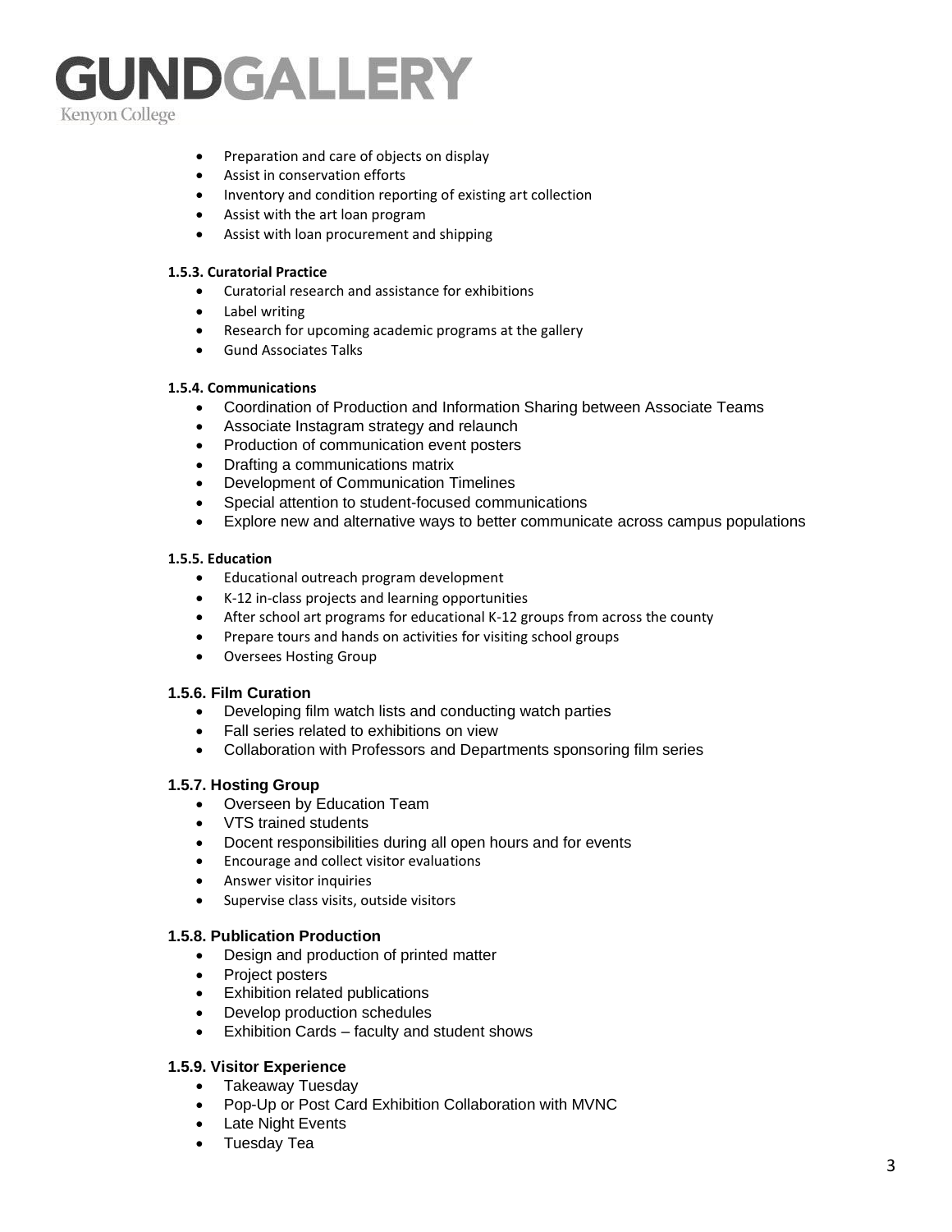- Preparation and care of objects on display
- Assist in conservation efforts
- Inventory and condition reporting of existing art collection
- Assist with the art loan program
- Assist with loan procurement and shipping

#### 1.5.3. Curatorial Practice

- Curatorial research and assistance for exhibitions
- Label writing
- Research for upcoming academic programs at the gallery
- Gund Associates Talks

#### 1.5.4. Communications

- Coordination of Production and Information Sharing between Associate Teams
- Associate Instagram strategy and relaunch
- Production of communication event posters
- Drafting a communications matrix
- Development of Communication Timelines
- Special attention to student-focused communications
- Explore new and alternative ways to better communicate across campus populations

#### 1.5.5. Education

- Educational outreach program development
- K-12 in-class projects and learning opportunities
- After school art programs for educational K-12 groups from across the county
- Prepare tours and hands on activities for visiting school groups
- Oversees Hosting Group

#### 1.5.6. Film Curation

- Developing film watch lists and conducting watch parties
- Fall series related to exhibitions on view
- Collaboration with Professors and Departments sponsoring film series

#### 1.5.7. Hosting Group

- Overseen by Education Team
- VTS trained students
- Docent responsibilities during all open hours and for events
- Encourage and collect visitor evaluations
- Answer visitor inquiries
- Supervise class visits, outside visitors

#### 1.5.8. Publication Production

- Design and production of printed matter
- Project posters
- Exhibition related publications
- Develop production schedules
- Exhibition Cards – faculty and student shows

#### 1.5.9. Visitor Experience

- Takeaway Tuesday
- Pop-Up or Post Card Exhibition Collaboration with MVNC
- Late Night Events
- Tuesday Tea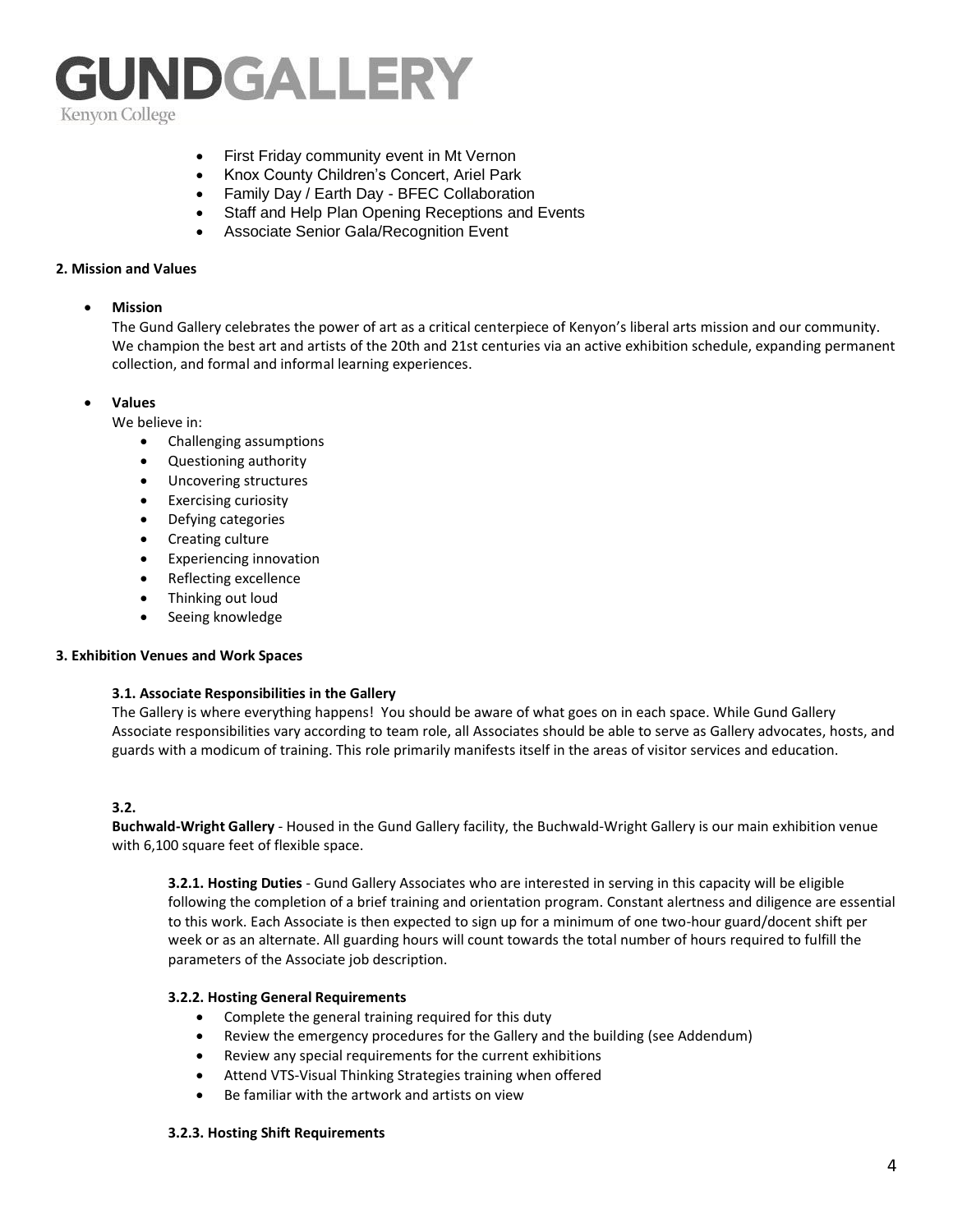- First Friday community event in Mt Vernon
- Knox County Children's Concert, Ariel Park
- Family Day / Earth Day - BFEC Collaboration
- Staff and Help Plan Opening Receptions and Events
- Associate Senior Gala/Recognition Event

## 2. Mission and Values

- **Mission**

  The Gund Gallery celebrates the power of art as a critical centerpiece of Kenyon's liberal arts mission and our community. We champion the best art and artists of the 20th and 21st centuries via an active exhibition schedule, expanding permanent collection, and formal and informal learning experiences.

- **Values**

  We believe in:
  - Challenging assumptions
  - Questioning authority
  - Uncovering structures
  - Exercising curiosity
  - Defying categories
  - Creating culture
  - Experiencing innovation
  - Reflecting excellence
  - Thinking out loud
  - Seeing knowledge

## 3. Exhibition Venues and Work Spaces

### 3.1. Associate Responsibilities in the Gallery

The Gallery is where everything happens! You should be aware of what goes on in each space. While Gund Gallery Associate responsibilities vary according to team role, all Associates should be able to serve as Gallery advocates, hosts, and guards with a modicum of training. This role primarily manifests itself in the areas of visitor services and education.

### 3.2.

**Buchwald-Wright Gallery** - Housed in the Gund Gallery facility, the Buchwald-Wright Gallery is our main exhibition venue with 6,100 square feet of flexible space.

**3.2.1. Hosting Duties** - Gund Gallery Associates who are interested in serving in this capacity will be eligible following the completion of a brief training and orientation program. Constant alertness and diligence are essential to this work. Each Associate is then expected to sign up for a minimum of one two-hour guard/docent shift per week or as an alternate. All guarding hours will count towards the total number of hours required to fulfill the parameters of the Associate job description.

**3.2.2. Hosting General Requirements**

- Complete the general training required for this duty
- Review the emergency procedures for the Gallery and the building (see Addendum)
- Review any special requirements for the current exhibitions
- Attend VTS-Visual Thinking Strategies training when offered
- Be familiar with the artwork and artists on view

**3.2.3. Hosting Shift Requirements**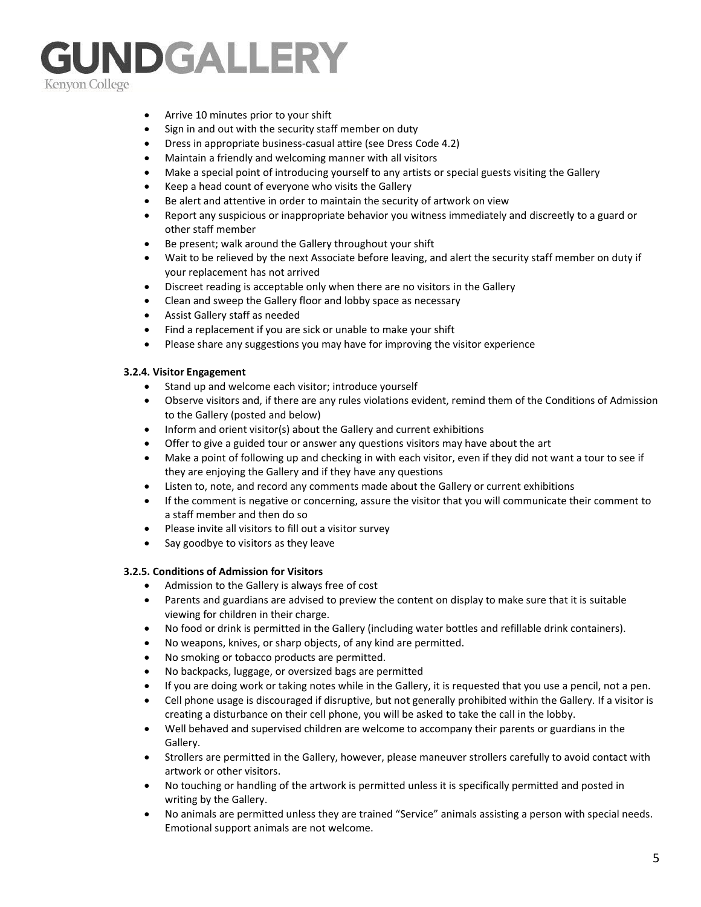- Arrive 10 minutes prior to your shift
- Sign in and out with the security staff member on duty
- Dress in appropriate business-casual attire (see Dress Code 4.2)
- Maintain a friendly and welcoming manner with all visitors
- Make a special point of introducing yourself to any artists or special guests visiting the Gallery
- Keep a head count of everyone who visits the Gallery
- Be alert and attentive in order to maintain the security of artwork on view
- Report any suspicious or inappropriate behavior you witness immediately and discreetly to a guard or other staff member
- Be present; walk around the Gallery throughout your shift
- Wait to be relieved by the next Associate before leaving, and alert the security staff member on duty if your replacement has not arrived
- Discreet reading is acceptable only when there are no visitors in the Gallery
- Clean and sweep the Gallery floor and lobby space as necessary
- Assist Gallery staff as needed
- Find a replacement if you are sick or unable to make your shift
- Please share any suggestions you may have for improving the visitor experience

#### 3.2.4. Visitor Engagement

- Stand up and welcome each visitor; introduce yourself
- Observe visitors and, if there are any rules violations evident, remind them of the Conditions of Admission to the Gallery (posted and below)
- Inform and orient visitor(s) about the Gallery and current exhibitions
- Offer to give a guided tour or answer any questions visitors may have about the art
- Make a point of following up and checking in with each visitor, even if they did not want a tour to see if they are enjoying the Gallery and if they have any questions
- Listen to, note, and record any comments made about the Gallery or current exhibitions
- If the comment is negative or concerning, assure the visitor that you will communicate their comment to a staff member and then do so
- Please invite all visitors to fill out a visitor survey
- Say goodbye to visitors as they leave

#### 3.2.5. Conditions of Admission for Visitors

- Admission to the Gallery is always free of cost
- Parents and guardians are advised to preview the content on display to make sure that it is suitable viewing for children in their charge.
- No food or drink is permitted in the Gallery (including water bottles and refillable drink containers).
- No weapons, knives, or sharp objects, of any kind are permitted.
- No smoking or tobacco products are permitted.
- No backpacks, luggage, or oversized bags are permitted
- If you are doing work or taking notes while in the Gallery, it is requested that you use a pencil, not a pen.
- Cell phone usage is discouraged if disruptive, but not generally prohibited within the Gallery. If a visitor is creating a disturbance on their cell phone, you will be asked to take the call in the lobby.
- Well behaved and supervised children are welcome to accompany their parents or guardians in the Gallery.
- Strollers are permitted in the Gallery, however, please maneuver strollers carefully to avoid contact with artwork or other visitors.
- No touching or handling of the artwork is permitted unless it is specifically permitted and posted in writing by the Gallery.
- No animals are permitted unless they are trained “Service” animals assisting a person with special needs. Emotional support animals are not welcome.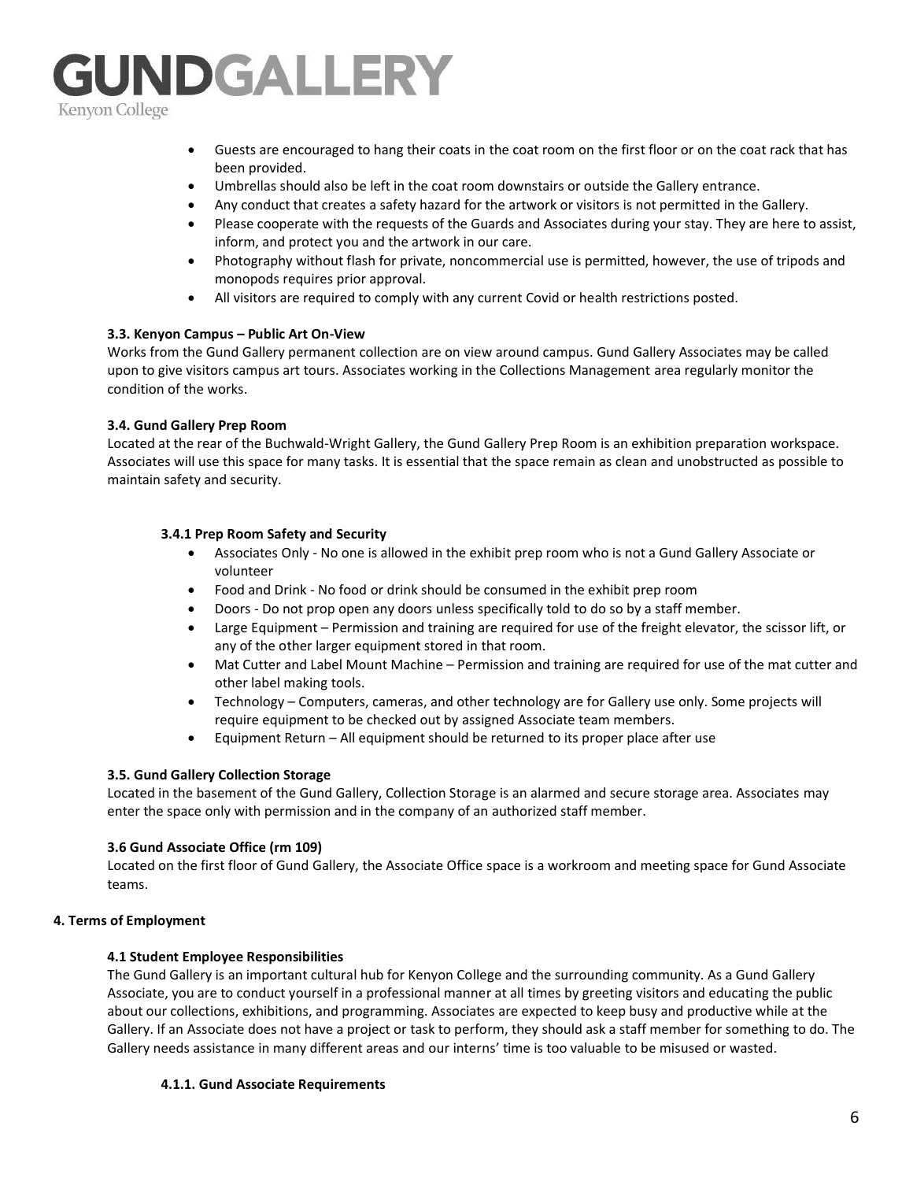- Guests are encouraged to hang their coats in the coat room on the first floor or on the coat rack that has been provided.
- Umbrellas should also be left in the coat room downstairs or outside the Gallery entrance.
- Any conduct that creates a safety hazard for the artwork or visitors is not permitted in the Gallery.
- Please cooperate with the requests of the Guards and Associates during your stay. They are here to assist, inform, and protect you and the artwork in our care.
- Photography without flash for private, noncommercial use is permitted, however, the use of tripods and monopods requires prior approval.
- All visitors are required to comply with any current Covid or health restrictions posted.

### 3.3. Kenyon Campus – Public Art On-View

Works from the Gund Gallery permanent collection are on view around campus. Gund Gallery Associates may be called upon to give visitors campus art tours. Associates working in the Collections Management area regularly monitor the condition of the works.

### 3.4. Gund Gallery Prep Room

Located at the rear of the Buchwald-Wright Gallery, the Gund Gallery Prep Room is an exhibition preparation workspace. Associates will use this space for many tasks. It is essential that the space remain as clean and unobstructed as possible to maintain safety and security.

#### 3.4.1 Prep Room Safety and Security

- Associates Only - No one is allowed in the exhibit prep room who is not a Gund Gallery Associate or volunteer
- Food and Drink - No food or drink should be consumed in the exhibit prep room
- Doors - Do not prop open any doors unless specifically told to do so by a staff member.
- Large Equipment – Permission and training are required for use of the freight elevator, the scissor lift, or any of the other larger equipment stored in that room.
- Mat Cutter and Label Mount Machine – Permission and training are required for use of the mat cutter and other label making tools.
- Technology – Computers, cameras, and other technology are for Gallery use only. Some projects will require equipment to be checked out by assigned Associate team members.
- Equipment Return – All equipment should be returned to its proper place after use

### 3.5. Gund Gallery Collection Storage

Located in the basement of the Gund Gallery, Collection Storage is an alarmed and secure storage area. Associates may enter the space only with permission and in the company of an authorized staff member.

### 3.6 Gund Associate Office (rm 109)

Located on the first floor of Gund Gallery, the Associate Office space is a workroom and meeting space for Gund Associate teams.

## 4. Terms of Employment

### 4.1 Student Employee Responsibilities

The Gund Gallery is an important cultural hub for Kenyon College and the surrounding community. As a Gund Gallery Associate, you are to conduct yourself in a professional manner at all times by greeting visitors and educating the public about our collections, exhibitions, and programming. Associates are expected to keep busy and productive while at the Gallery. If an Associate does not have a project or task to perform, they should ask a staff member for something to do. The Gallery needs assistance in many different areas and our interns' time is too valuable to be misused or wasted.

#### 4.1.1. Gund Associate Requirements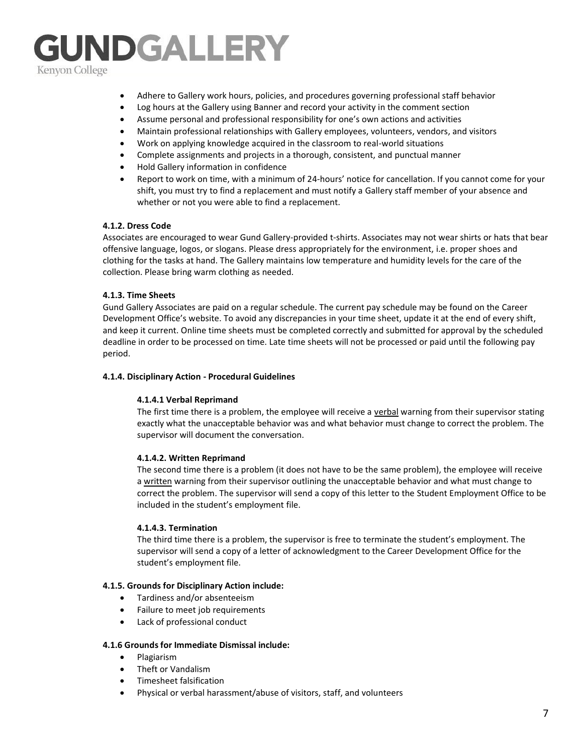- Adhere to Gallery work hours, policies, and procedures governing professional staff behavior
- Log hours at the Gallery using Banner and record your activity in the comment section
- Assume personal and professional responsibility for one's own actions and activities
- Maintain professional relationships with Gallery employees, volunteers, vendors, and visitors
- Work on applying knowledge acquired in the classroom to real-world situations
- Complete assignments and projects in a thorough, consistent, and punctual manner
- Hold Gallery information in confidence
- Report to work on time, with a minimum of 24-hours' notice for cancellation. If you cannot come for your shift, you must try to find a replacement and must notify a Gallery staff member of your absence and whether or not you were able to find a replacement.

#### 4.1.2. Dress Code

Associates are encouraged to wear Gund Gallery-provided t-shirts. Associates may not wear shirts or hats that bear offensive language, logos, or slogans. Please dress appropriately for the environment, i.e. proper shoes and clothing for the tasks at hand. The Gallery maintains low temperature and humidity levels for the care of the collection. Please bring warm clothing as needed.

#### 4.1.3. Time Sheets

Gund Gallery Associates are paid on a regular schedule. The current pay schedule may be found on the Career Development Office's website. To avoid any discrepancies in your time sheet, update it at the end of every shift, and keep it current. Online time sheets must be completed correctly and submitted for approval by the scheduled deadline in order to be processed on time. Late time sheets will not be processed or paid until the following pay period.

#### 4.1.4. Disciplinary Action - Procedural Guidelines

##### 4.1.4.1 Verbal Reprimand

The first time there is a problem, the employee will receive a verbal warning from their supervisor stating exactly what the unacceptable behavior was and what behavior must change to correct the problem. The supervisor will document the conversation.

##### 4.1.4.2. Written Reprimand

The second time there is a problem (it does not have to be the same problem), the employee will receive a written warning from their supervisor outlining the unacceptable behavior and what must change to correct the problem. The supervisor will send a copy of this letter to the Student Employment Office to be included in the student's employment file.

##### 4.1.4.3. Termination

The third time there is a problem, the supervisor is free to terminate the student's employment. The supervisor will send a copy of a letter of acknowledgment to the Career Development Office for the student's employment file.

#### 4.1.5. Grounds for Disciplinary Action include:

- Tardiness and/or absenteeism
- Failure to meet job requirements
- Lack of professional conduct

#### 4.1.6 Grounds for Immediate Dismissal include:

- Plagiarism
- Theft or Vandalism
- Timesheet falsification
- Physical or verbal harassment/abuse of visitors, staff, and volunteers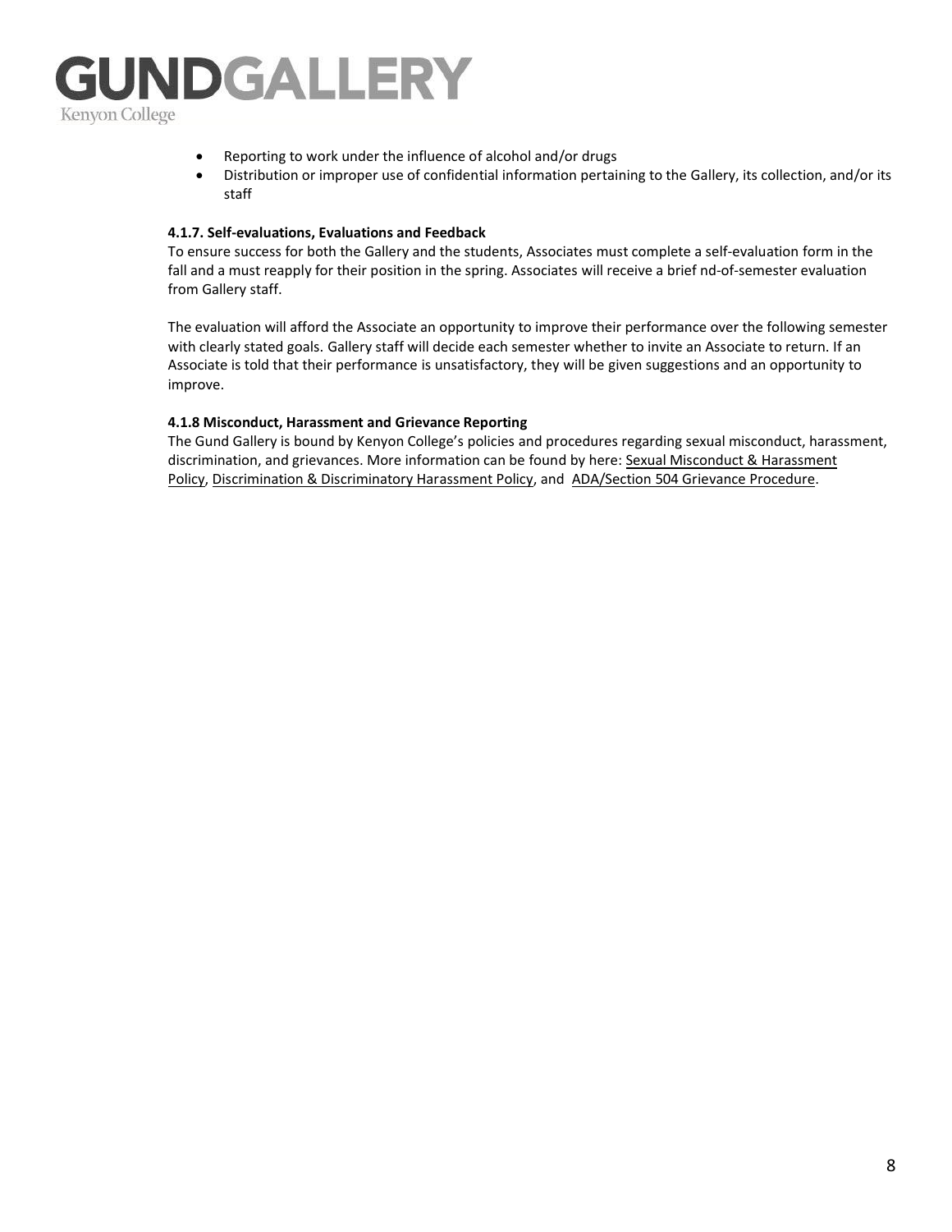- Reporting to work under the influence of alcohol and/or drugs
- Distribution or improper use of confidential information pertaining to the Gallery, its collection, and/or its staff

#### 4.1.7. Self-evaluations, Evaluations and Feedback

To ensure success for both the Gallery and the students, Associates must complete a self-evaluation form in the fall and a must reapply for their position in the spring. Associates will receive a brief nd-of-semester evaluation from Gallery staff.

The evaluation will afford the Associate an opportunity to improve their performance over the following semester with clearly stated goals. Gallery staff will decide each semester whether to invite an Associate to return. If an Associate is told that their performance is unsatisfactory, they will be given suggestions and an opportunity to improve.

#### 4.1.8 Misconduct, Harassment and Grievance Reporting

The Gund Gallery is bound by Kenyon College's policies and procedures regarding sexual misconduct, harassment, discrimination, and grievances. More information can be found by here: Sexual Misconduct & Harassment Policy, Discrimination & Discriminatory Harassment Policy, and ADA/Section 504 Grievance Procedure.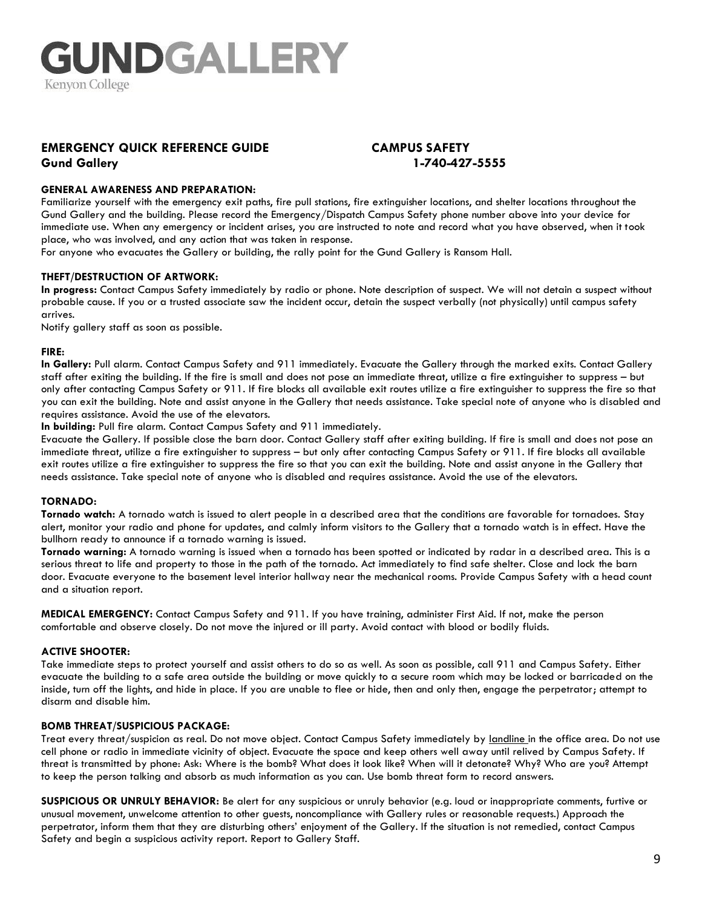# GUNDGALLERY
Kenyon College

**EMERGENCY QUICK REFERENCE GUIDE** — **CAMPUS SAFETY**
**Gund Gallery** — **1-740-427-5555**

**GENERAL AWARENESS AND PREPARATION:**
Familiarize yourself with the emergency exit paths, fire pull stations, fire extinguisher locations, and shelter locations throughout the Gund Gallery and the building. Please record the Emergency/Dispatch Campus Safety phone number above into your device for immediate use. When any emergency or incident arises, you are instructed to note and record what you have observed, when it took place, who was involved, and any action that was taken in response.
For anyone who evacuates the Gallery or building, the rally point for the Gund Gallery is Ransom Hall.

**THEFT/DESTRUCTION OF ARTWORK:**
**In progress:** Contact Campus Safety immediately by radio or phone. Note description of suspect. We will not detain a suspect without probable cause. If you or a trusted associate saw the incident occur, detain the suspect verbally (not physically) until campus safety arrives.
Notify gallery staff as soon as possible.

**FIRE:**
**In Gallery:** Pull alarm. Contact Campus Safety and 911 immediately. Evacuate the Gallery through the marked exits. Contact Gallery staff after exiting the building. If the fire is small and does not pose an immediate threat, utilize a fire extinguisher to suppress – but only after contacting Campus Safety or 911. If fire blocks all available exit routes utilize a fire extinguisher to suppress the fire so that you can exit the building. Note and assist anyone in the Gallery that needs assistance. Take special note of anyone who is disabled and requires assistance. Avoid the use of the elevators.
**In building:** Pull fire alarm. Contact Campus Safety and 911 immediately.
Evacuate the Gallery. If possible close the barn door. Contact Gallery staff after exiting building. If fire is small and does not pose an immediate threat, utilize a fire extinguisher to suppress – but only after contacting Campus Safety or 911. If fire blocks all available exit routes utilize a fire extinguisher to suppress the fire so that you can exit the building. Note and assist anyone in the Gallery that needs assistance. Take special note of anyone who is disabled and requires assistance. Avoid the use of the elevators.

**TORNADO:**
**Tornado watch:** A tornado watch is issued to alert people in a described area that the conditions are favorable for tornadoes. Stay alert, monitor your radio and phone for updates, and calmly inform visitors to the Gallery that a tornado watch is in effect. Have the bullhorn ready to announce if a tornado warning is issued.
**Tornado warning:** A tornado warning is issued when a tornado has been spotted or indicated by radar in a described area. This is a serious threat to life and property to those in the path of the tornado. Act immediately to find safe shelter. Close and lock the barn door. Evacuate everyone to the basement level interior hallway near the mechanical rooms. Provide Campus Safety with a head count and a situation report.

**MEDICAL EMERGENCY:** Contact Campus Safety and 911. If you have training, administer First Aid. If not, make the person comfortable and observe closely. Do not move the injured or ill party. Avoid contact with blood or bodily fluids.

**ACTIVE SHOOTER:**
Take immediate steps to protect yourself and assist others to do so as well. As soon as possible, call 911 and Campus Safety. Either evacuate the building to a safe area outside the building or move quickly to a secure room which may be locked or barricaded on the inside, turn off the lights, and hide in place. If you are unable to flee or hide, then and only then, engage the perpetrator; attempt to disarm and disable him.

**BOMB THREAT/SUSPICIOUS PACKAGE:**
Treat every threat/suspicion as real. Do not move object. Contact Campus Safety immediately by landline in the office area. Do not use cell phone or radio in immediate vicinity of object. Evacuate the space and keep others well away until relived by Campus Safety. If threat is transmitted by phone: Ask: Where is the bomb? What does it look like? When will it detonate? Why? Who are you? Attempt to keep the person talking and absorb as much information as you can. Use bomb threat form to record answers.

**SUSPICIOUS OR UNRULY BEHAVIOR:** Be alert for any suspicious or unruly behavior (e.g. loud or inappropriate comments, furtive or unusual movement, unwelcome attention to other guests, noncompliance with Gallery rules or reasonable requests.) Approach the perpetrator, inform them that they are disturbing others' enjoyment of the Gallery. If the situation is not remedied, contact Campus Safety and begin a suspicious activity report. Report to Gallery Staff.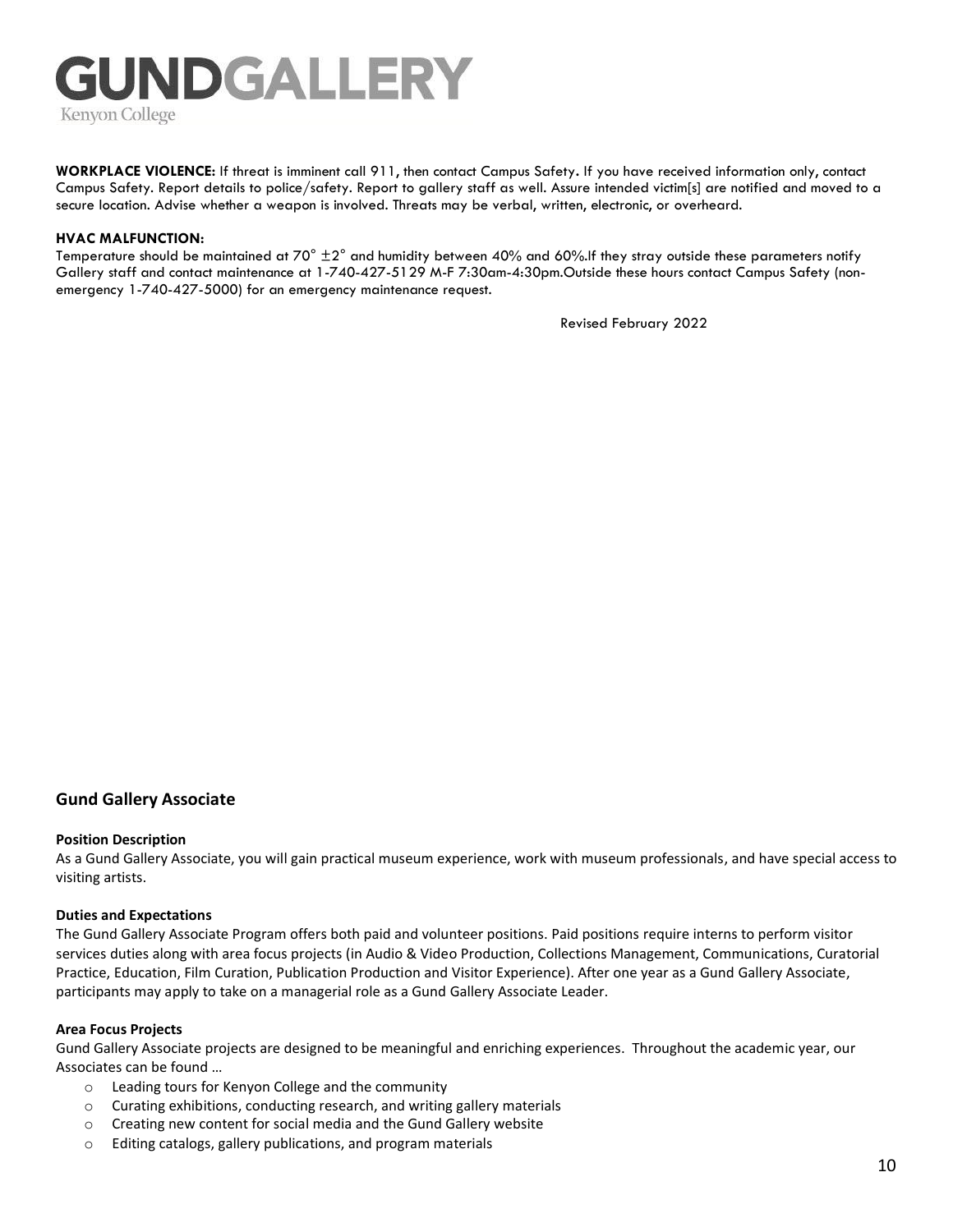**WORKPLACE VIOLENCE:** If threat is imminent call 911, then contact Campus Safety. If you have received information only, contact Campus Safety. Report details to police/safety. Report to gallery staff as well. Assure intended victim[s] are notified and moved to a secure location. Advise whether a weapon is involved. Threats may be verbal, written, electronic, or overheard.

**HVAC MALFUNCTION:**
Temperature should be maintained at 70° ±2° and humidity between 40% and 60%.If they stray outside these parameters notify Gallery staff and contact maintenance at 1-740-427-5129 M-F 7:30am-4:30pm.Outside these hours contact Campus Safety (non-emergency 1-740-427-5000) for an emergency maintenance request.

Revised February 2022

## Gund Gallery Associate

**Position Description**
As a Gund Gallery Associate, you will gain practical museum experience, work with museum professionals, and have special access to visiting artists.

**Duties and Expectations**
The Gund Gallery Associate Program offers both paid and volunteer positions. Paid positions require interns to perform visitor services duties along with area focus projects (in Audio & Video Production, Collections Management, Communications, Curatorial Practice, Education, Film Curation, Publication Production and Visitor Experience). After one year as a Gund Gallery Associate, participants may apply to take on a managerial role as a Gund Gallery Associate Leader.

**Area Focus Projects**
Gund Gallery Associate projects are designed to be meaningful and enriching experiences. Throughout the academic year, our Associates can be found …

- Leading tours for Kenyon College and the community
- Curating exhibitions, conducting research, and writing gallery materials
- Creating new content for social media and the Gund Gallery website
- Editing catalogs, gallery publications, and program materials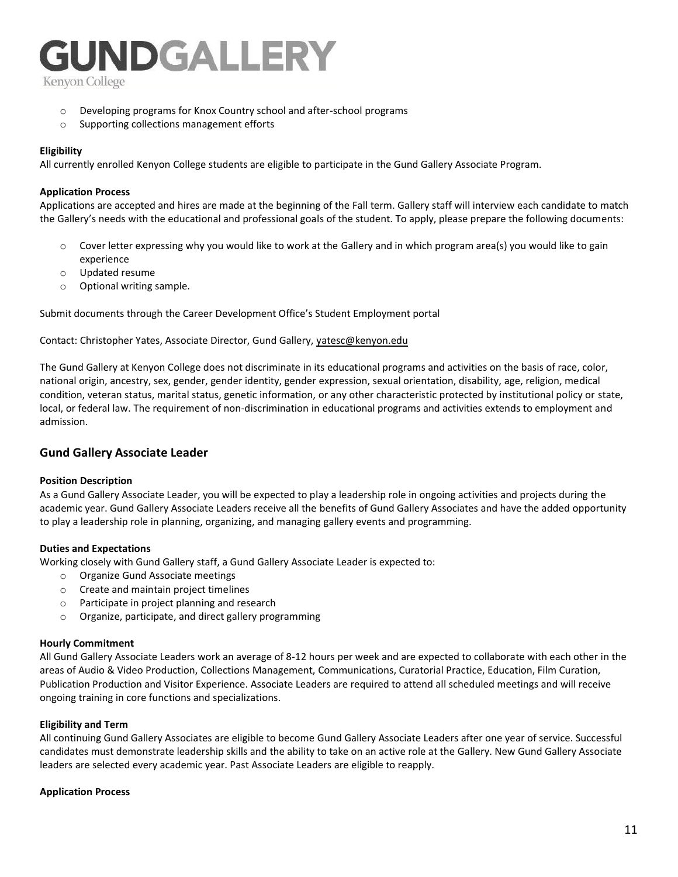- Developing programs for Knox Country school and after-school programs
- Supporting collections management efforts

**Eligibility**
All currently enrolled Kenyon College students are eligible to participate in the Gund Gallery Associate Program.

**Application Process**
Applications are accepted and hires are made at the beginning of the Fall term. Gallery staff will interview each candidate to match the Gallery's needs with the educational and professional goals of the student. To apply, please prepare the following documents:

- Cover letter expressing why you would like to work at the Gallery and in which program area(s) you would like to gain experience
- Updated resume
- Optional writing sample.

Submit documents through the Career Development Office's Student Employment portal

Contact: Christopher Yates, Associate Director, Gund Gallery, yatesc@kenyon.edu

The Gund Gallery at Kenyon College does not discriminate in its educational programs and activities on the basis of race, color, national origin, ancestry, sex, gender, gender identity, gender expression, sexual orientation, disability, age, religion, medical condition, veteran status, marital status, genetic information, or any other characteristic protected by institutional policy or state, local, or federal law. The requirement of non-discrimination in educational programs and activities extends to employment and admission.

## Gund Gallery Associate Leader

**Position Description**
As a Gund Gallery Associate Leader, you will be expected to play a leadership role in ongoing activities and projects during the academic year. Gund Gallery Associate Leaders receive all the benefits of Gund Gallery Associates and have the added opportunity to play a leadership role in planning, organizing, and managing gallery events and programming.

**Duties and Expectations**
Working closely with Gund Gallery staff, a Gund Gallery Associate Leader is expected to:

- Organize Gund Associate meetings
- Create and maintain project timelines
- Participate in project planning and research
- Organize, participate, and direct gallery programming

**Hourly Commitment**
All Gund Gallery Associate Leaders work an average of 8-12 hours per week and are expected to collaborate with each other in the areas of Audio & Video Production, Collections Management, Communications, Curatorial Practice, Education, Film Curation, Publication Production and Visitor Experience. Associate Leaders are required to attend all scheduled meetings and will receive ongoing training in core functions and specializations.

**Eligibility and Term**
All continuing Gund Gallery Associates are eligible to become Gund Gallery Associate Leaders after one year of service. Successful candidates must demonstrate leadership skills and the ability to take on an active role at the Gallery. New Gund Gallery Associate leaders are selected every academic year. Past Associate Leaders are eligible to reapply.

**Application Process**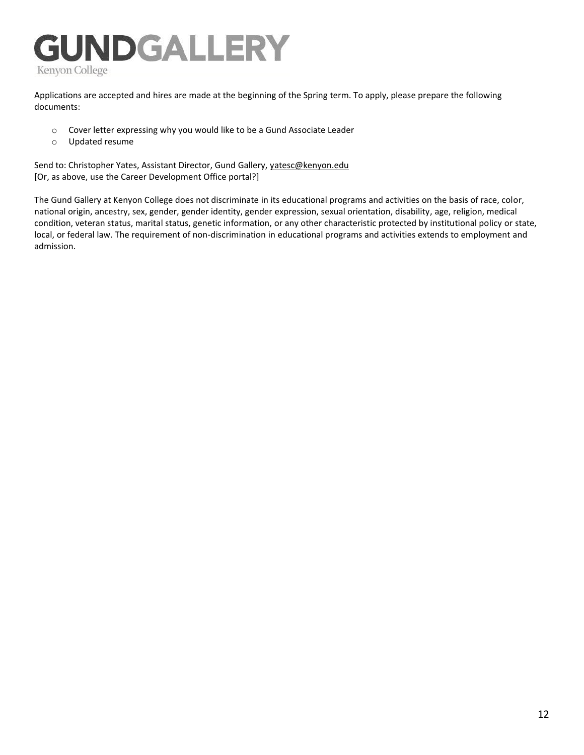Applications are accepted and hires are made at the beginning of the Spring term. To apply, please prepare the following documents:

- Cover letter expressing why you would like to be a Gund Associate Leader
- Updated resume

Send to: Christopher Yates, Assistant Director, Gund Gallery, yatesc@kenyon.edu
[Or, as above, use the Career Development Office portal?]

The Gund Gallery at Kenyon College does not discriminate in its educational programs and activities on the basis of race, color, national origin, ancestry, sex, gender, gender identity, gender expression, sexual orientation, disability, age, religion, medical condition, veteran status, marital status, genetic information, or any other characteristic protected by institutional policy or state, local, or federal law. The requirement of non-discrimination in educational programs and activities extends to employment and admission.